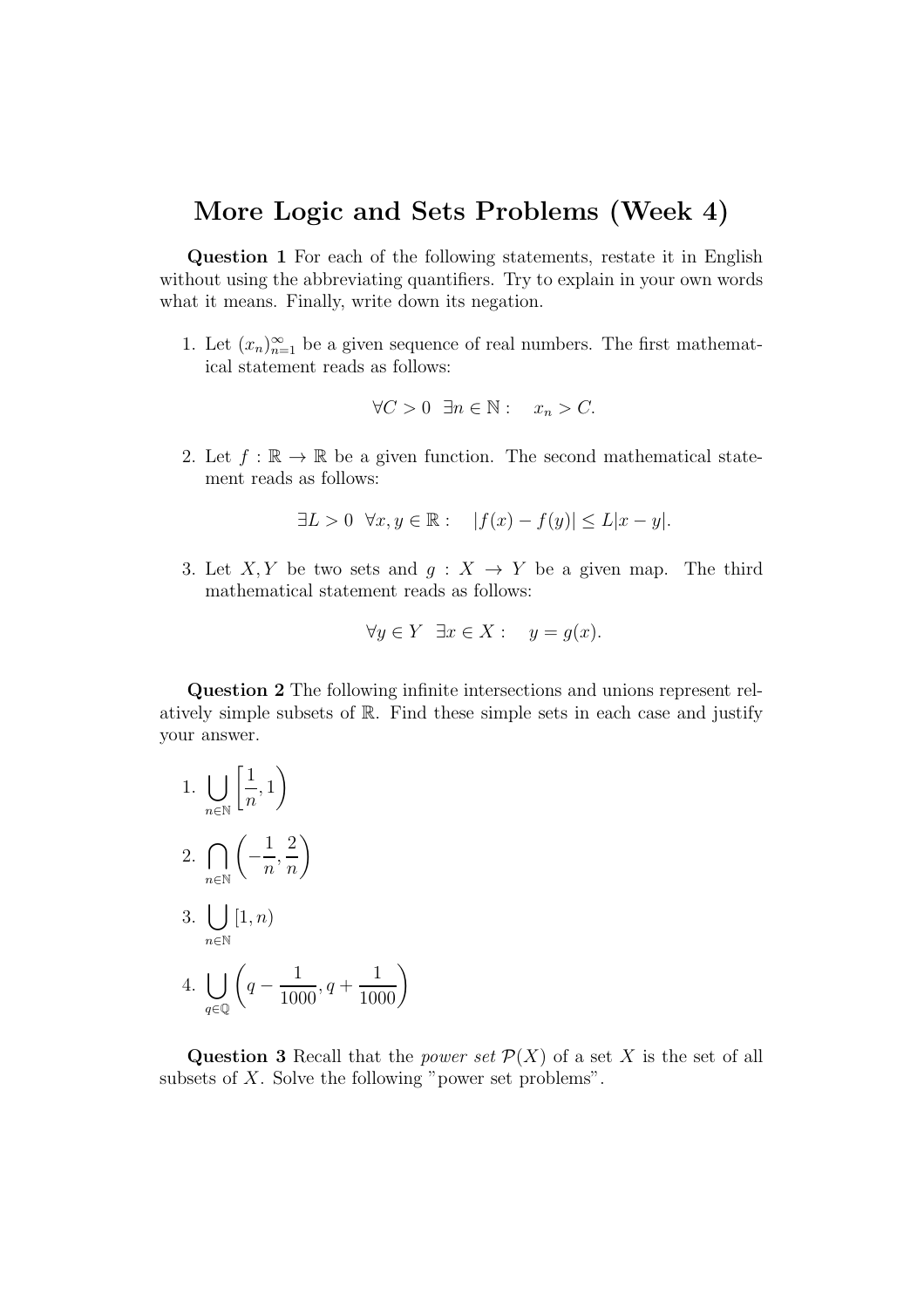# More Logic and Sets Problems (Week 4)

**Question 1** For each of the following statements, restate it in English without using the abbreviating quantifiers. Try to explain in your own words what it means. Finally, write down its negation.

1. Let $(x_n)_{n=1}^{\infty}$ be a given sequence of real numbers. The first mathematical statement reads as follows:

$$\forall C > 0 \;\; \exists n \in \mathbb{N} : \quad x_n > C.$$

2. Let $f : \mathbb{R} \to \mathbb{R}$ be a given function. The second mathematical statement reads as follows:

$$\exists L > 0 \;\; \forall x, y \in \mathbb{R} : \quad |f(x) - f(y)| \leq L|x - y|.$$

3. Let $X, Y$ be two sets and $g : X \to Y$ be a given map. The third mathematical statement reads as follows:

$$\forall y \in Y \;\; \exists x \in X : \quad y = g(x).$$

**Question 2** The following infinite intersections and unions represent relatively simple subsets of $\mathbb{R}$. Find these simple sets in each case and justify your answer.

1. $\displaystyle\bigcup_{n\in\mathbb{N}} \left[\frac{1}{n}, 1\right)$

2. $\displaystyle\bigcap_{n\in\mathbb{N}} \left(-\frac{1}{n}, \frac{2}{n}\right)$

3. $\displaystyle\bigcup_{n\in\mathbb{N}} [1, n)$

4. $\displaystyle\bigcup_{q\in\mathbb{Q}} \left(q - \frac{1}{1000}, q + \frac{1}{1000}\right)$

**Question 3** Recall that the *power set* $\mathcal{P}(X)$ of a set $X$ is the set of all subsets of $X$. Solve the following "power set problems".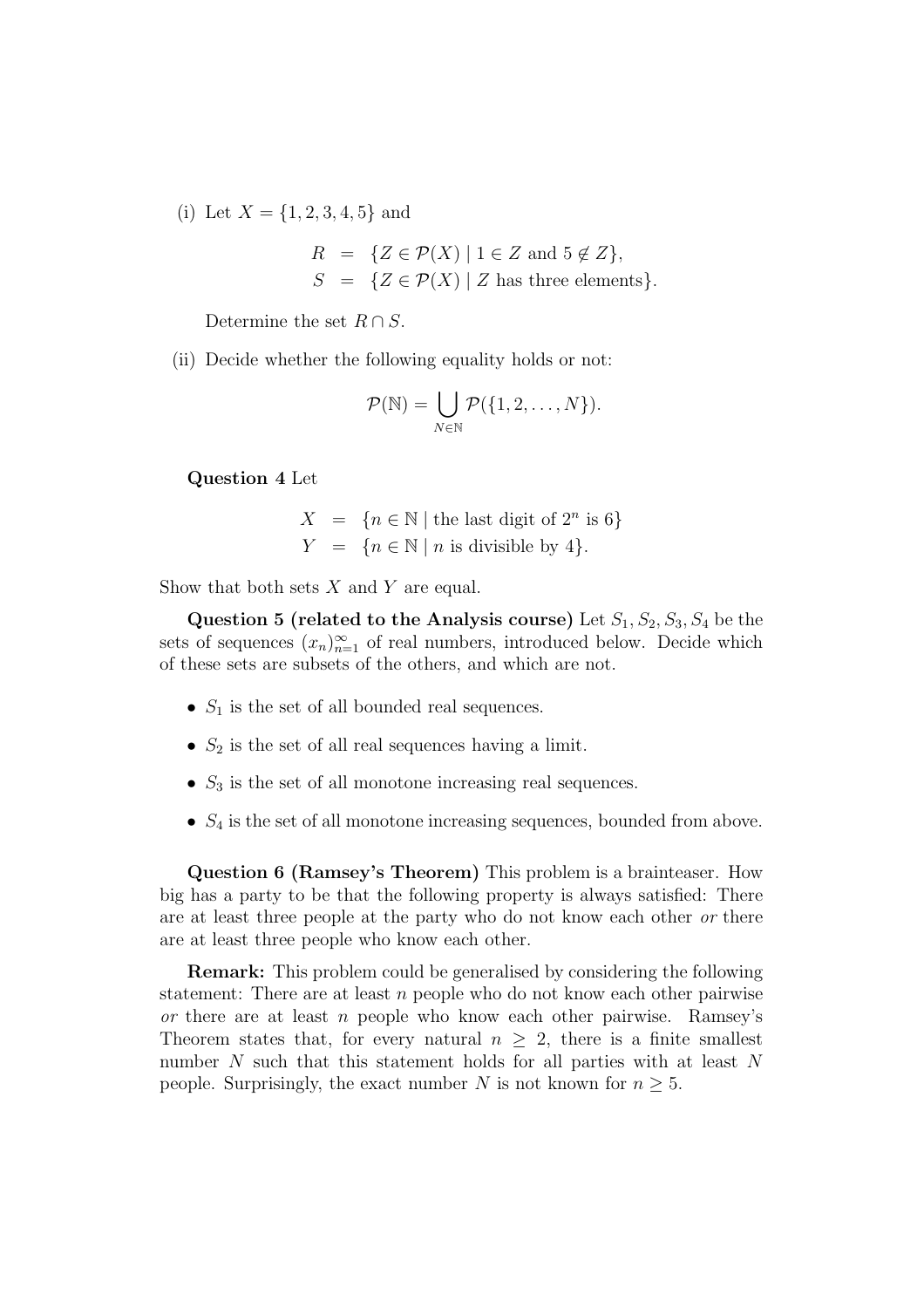(i) Let $X = \{1, 2, 3, 4, 5\}$ and

$$
\begin{aligned}
R &= \{Z \in \mathcal{P}(X) \mid 1 \in Z \text{ and } 5 \notin Z\}, \\
S &= \{Z \in \mathcal{P}(X) \mid Z \text{ has three elements}\}.
\end{aligned}
$$

Determine the set $R \cap S$.

(ii) Decide whether the following equality holds or not:

$$
\mathcal{P}(\mathbb{N}) = \bigcup_{N \in \mathbb{N}} \mathcal{P}(\{1, 2, \ldots, N\}).
$$

**Question 4** Let

$$
\begin{aligned}
X &= \{n \in \mathbb{N} \mid \text{the last digit of } 2^n \text{ is } 6\} \\
Y &= \{n \in \mathbb{N} \mid n \text{ is divisible by } 4\}.
\end{aligned}
$$

Show that both sets $X$ and $Y$ are equal.

**Question 5 (related to the Analysis course)** Let $S_1, S_2, S_3, S_4$ be the sets of sequences $(x_n)_{n=1}^{\infty}$ of real numbers, introduced below. Decide which of these sets are subsets of the others, and which are not.

- $S_1$ is the set of all bounded real sequences.
- $S_2$ is the set of all real sequences having a limit.
- $S_3$ is the set of all monotone increasing real sequences.
- $S_4$ is the set of all monotone increasing sequences, bounded from above.

**Question 6 (Ramsey's Theorem)** This problem is a brainteaser. How big has a party to be that the following property is always satisfied: There are at least three people at the party who do not know each other *or* there are at least three people who know each other.

**Remark:** This problem could be generalised by considering the following statement: There are at least $n$ people who do not know each other pairwise *or* there are at least $n$ people who know each other pairwise. Ramsey's Theorem states that, for every natural $n \geq 2$, there is a finite smallest number $N$ such that this statement holds for all parties with at least $N$ people. Surprisingly, the exact number $N$ is not known for $n \geq 5$.